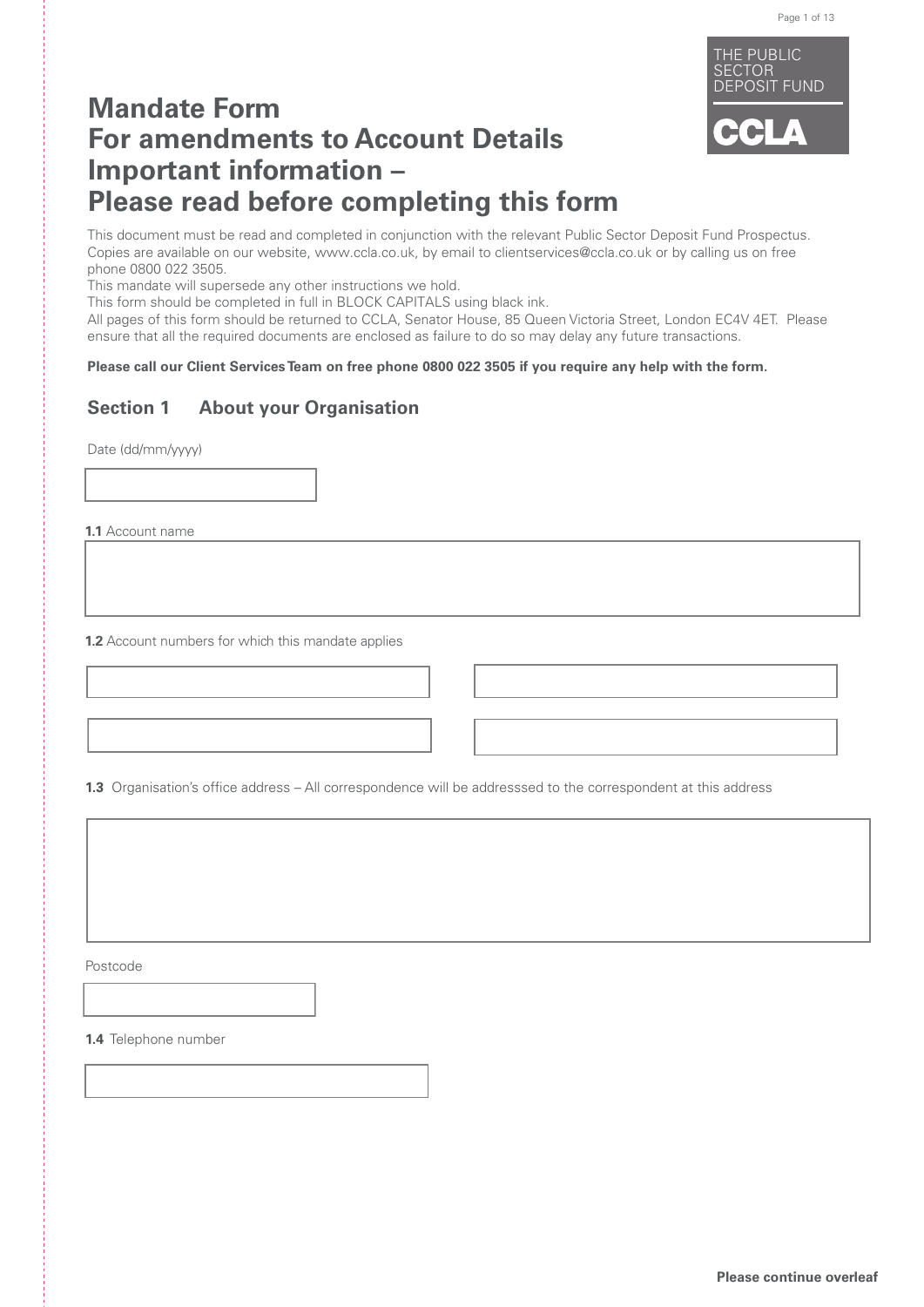THE PUBLIC SECTOR DEPOSIT FUND

CCLA

# Mandate Form
# For amendments to Account Details
# Important information – Please read before completing this form

This document must be read and completed in conjunction with the relevant Public Sector Deposit Fund Prospectus. Copies are available on our website, www.ccla.co.uk, by email to clientservices@ccla.co.uk or by calling us on free phone 0800 022 3505.

This mandate will supersede any other instructions we hold.

This form should be completed in full in BLOCK CAPITALS using black ink.

All pages of this form should be returned to CCLA, Senator House, 85 Queen Victoria Street, London EC4V 4ET. Please ensure that all the required documents are enclosed as failure to do so may delay any future transactions.

**Please call our Client Services Team on free phone 0800 022 3505 if you require any help with the form.**

## Section 1 About your Organisation

Date (dd/mm/yyyy)

**1.1** Account name

**1.2** Account numbers for which this mandate applies

**1.3** Organisation's office address – All correspondence will be addresssed to the correspondent at this address

Postcode

**1.4** Telephone number

**Please continue overleaf**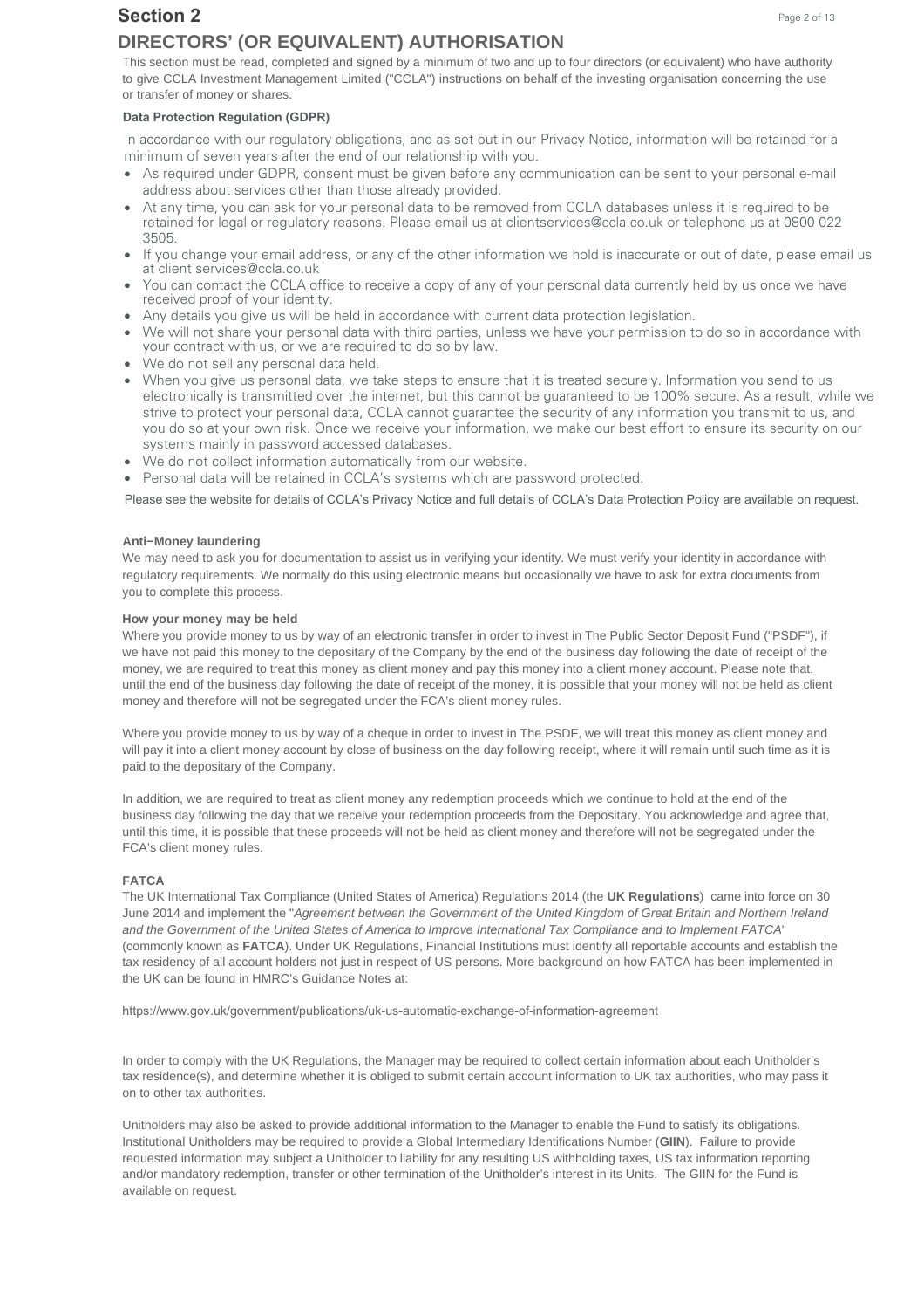# Section 2

## DIRECTORS' (OR EQUIVALENT) AUTHORISATION

This section must be read, completed and signed by a minimum of two and up to four directors (or equivalent) who have authority to give CCLA Investment Management Limited ("CCLA") instructions on behalf of the investing organisation concerning the use or transfer of money or shares.

**Data Protection Regulation (GDPR)**

In accordance with our regulatory obligations, and as set out in our Privacy Notice, information will be retained for a minimum of seven years after the end of our relationship with you.

- As required under GDPR, consent must be given before any communication can be sent to your personal e-mail address about services other than those already provided.
- At any time, you can ask for your personal data to be removed from CCLA databases unless it is required to be retained for legal or regulatory reasons. Please email us at clientservices@ccla.co.uk or telephone us at 0800 022 3505.
- If you change your email address, or any of the other information we hold is inaccurate or out of date, please email us at client services@ccla.co.uk
- You can contact the CCLA office to receive a copy of any of your personal data currently held by us once we have received proof of your identity.
- Any details you give us will be held in accordance with current data protection legislation.
- We will not share your personal data with third parties, unless we have your permission to do so in accordance with your contract with us, or we are required to do so by law.
- We do not sell any personal data held.
- When you give us personal data, we take steps to ensure that it is treated securely. Information you send to us electronically is transmitted over the internet, but this cannot be guaranteed to be 100% secure. As a result, while we strive to protect your personal data, CCLA cannot guarantee the security of any information you transmit to us, and you do so at your own risk. Once we receive your information, we make our best effort to ensure its security on our systems mainly in password accessed databases.
- We do not collect information automatically from our website.
- Personal data will be retained in CCLA's systems which are password protected.

Please see the website for details of CCLA's Privacy Notice and full details of CCLA's Data Protection Policy are available on request.

**Anti−Money laundering**

We may need to ask you for documentation to assist us in verifying your identity. We must verify your identity in accordance with regulatory requirements. We normally do this using electronic means but occasionally we have to ask for extra documents from you to complete this process.

**How your money may be held**

Where you provide money to us by way of an electronic transfer in order to invest in The Public Sector Deposit Fund ("PSDF"), if we have not paid this money to the depositary of the Company by the end of the business day following the date of receipt of the money, we are required to treat this money as client money and pay this money into a client money account. Please note that, until the end of the business day following the date of receipt of the money, it is possible that your money will not be held as client money and therefore will not be segregated under the FCA's client money rules.

Where you provide money to us by way of a cheque in order to invest in The PSDF, we will treat this money as client money and will pay it into a client money account by close of business on the day following receipt, where it will remain until such time as it is paid to the depositary of the Company.

In addition, we are required to treat as client money any redemption proceeds which we continue to hold at the end of the business day following the day that we receive your redemption proceeds from the Depositary. You acknowledge and agree that, until this time, it is possible that these proceeds will not be held as client money and therefore will not be segregated under the FCA's client money rules.

**FATCA**

The UK International Tax Compliance (United States of America) Regulations 2014 (the **UK Regulations**) came into force on 30 June 2014 and implement the "*Agreement between the Government of the United Kingdom of Great Britain and Northern Ireland and the Government of the United States of America to Improve International Tax Compliance and to Implement FATCA*" (commonly known as **FATCA**). Under UK Regulations, Financial Institutions must identify all reportable accounts and establish the tax residency of all account holders not just in respect of US persons. More background on how FATCA has been implemented in the UK can be found in HMRC's Guidance Notes at:

https://www.gov.uk/government/publications/uk-us-automatic-exchange-of-information-agreement

In order to comply with the UK Regulations, the Manager may be required to collect certain information about each Unitholder's tax residence(s), and determine whether it is obliged to submit certain account information to UK tax authorities, who may pass it on to other tax authorities.

Unitholders may also be asked to provide additional information to the Manager to enable the Fund to satisfy its obligations. Institutional Unitholders may be required to provide a Global Intermediary Identifications Number (**GIIN**). Failure to provide requested information may subject a Unitholder to liability for any resulting US withholding taxes, US tax information reporting and/or mandatory redemption, transfer or other termination of the Unitholder's interest in its Units. The GIIN for the Fund is available on request.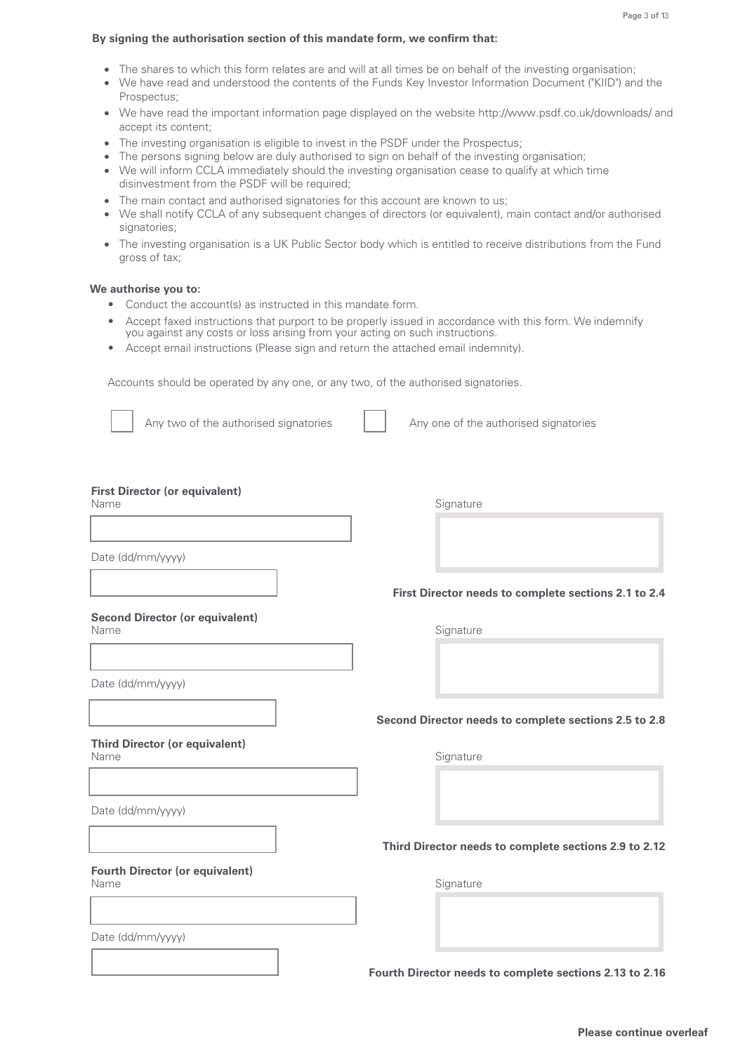**By signing the authorisation section of this mandate form, we confirm that:**

- The shares to which this form relates are and will at all times be on behalf of the investing organisation;
- We have read and understood the contents of the Funds Key Investor Information Document ("KIID") and the Prospectus;
- We have read the important information page displayed on the website http://www.psdf.co.uk/downloads/ and accept its content;
- The investing organisation is eligible to invest in the PSDF under the Prospectus;
- The persons signing below are duly authorised to sign on behalf of the investing organisation;
- We will inform CCLA immediately should the investing organisation cease to qualify at which time disinvestment from the PSDF will be required;
- The main contact and authorised signatories for this account are known to us;
- We shall notify CCLA of any subsequent changes of directors (or equivalent), main contact and/or authorised signatories;
- The investing organisation is a UK Public Sector body which is entitled to receive distributions from the Fund gross of tax;

**We authorise you to:**

- Conduct the account(s) as instructed in this mandate form.
- Accept faxed instructions that purport to be properly issued in accordance with this form. We indemnify you against any costs or loss arising from your acting on such instructions.
- Accept email instructions (Please sign and return the attached email indemnity).

Accounts should be operated by any one, or any two, of the authorised signatories.

☐ Any two of the authorised signatories ☐ Any one of the authorised signatories

**First Director (or equivalent)**

Name

Signature

Date (dd/mm/yyyy)

**First Director needs to complete sections 2.1 to 2.4**

**Second Director (or equivalent)**

Name

Signature

Date (dd/mm/yyyy)

**Second Director needs to complete sections 2.5 to 2.8**

**Third Director (or equivalent)**

Name

Signature

Date (dd/mm/yyyy)

**Third Director needs to complete sections 2.9 to 2.12**

**Fourth Director (or equivalent)**

Name

Signature

Date (dd/mm/yyyy)

**Fourth Director needs to complete sections 2.13 to 2.16**

**Please continue overleaf**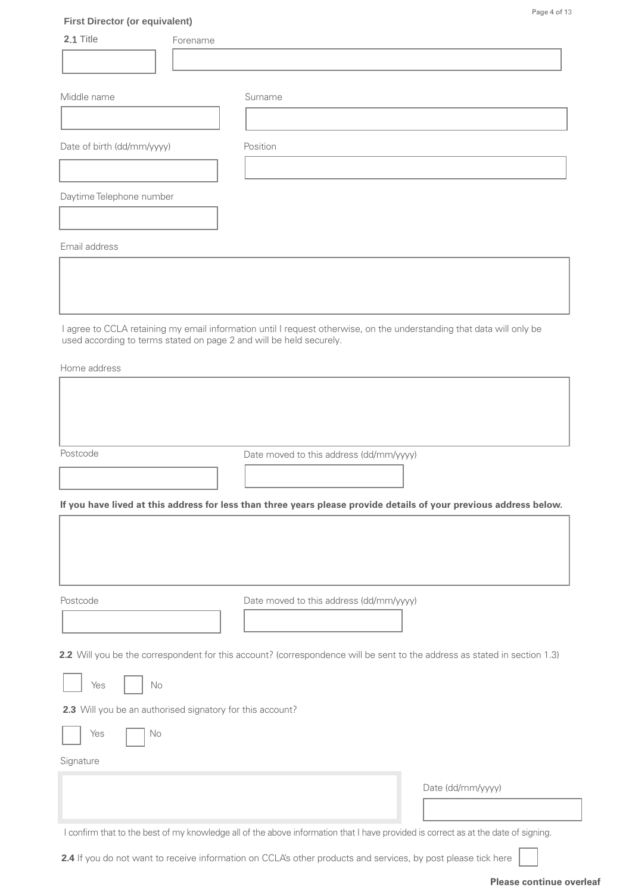**First Director (or equivalent)**

**2.1** Title

Forename

Middle name

Surname

Date of birth (dd/mm/yyyy)

Position

Daytime Telephone number

Email address

I agree to CCLA retaining my email information until I request otherwise, on the understanding that data will only be used according to terms stated on page 2 and will be held securely.

Home address

Postcode

Date moved to this address (dd/mm/yyyy)

**If you have lived at this address for less than three years please provide details of your previous address below.**

Postcode

Date moved to this address (dd/mm/yyyy)

**2.2** Will you be the correspondent for this account? (correspondence will be sent to the address as stated in section 1.3)

☐ Yes ☐ No

**2.3** Will you be an authorised signatory for this account?

☐ Yes ☐ No

Signature

Date (dd/mm/yyyy)

I confirm that to the best of my knowledge all of the above information that I have provided is correct as at the date of signing.

**2.4** If you do not want to receive information on CCLA's other products and services, by post please tick here ☐

**Please continue overleaf**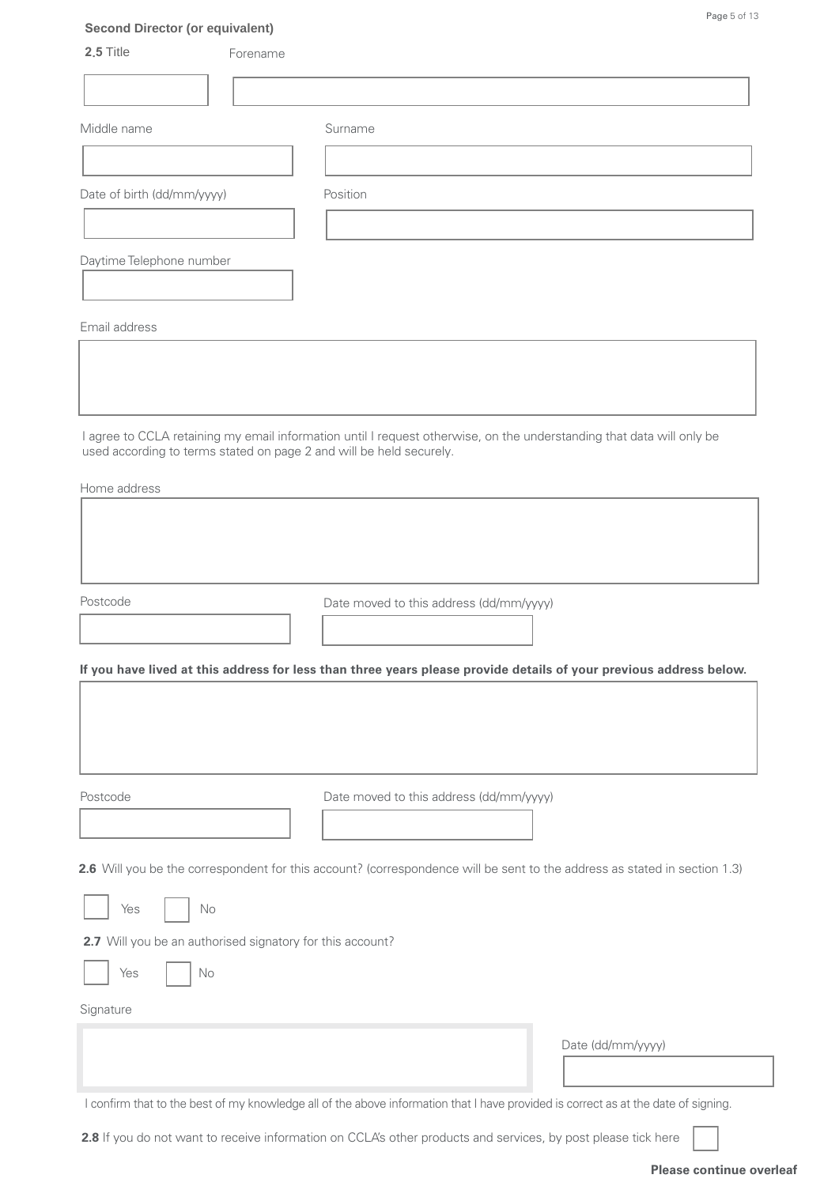**Second Director (or equivalent)**

**2.5** Title

Forename

Middle name

Surname

Date of birth (dd/mm/yyyy)

Position

Daytime Telephone number

Email address

I agree to CCLA retaining my email information until I request otherwise, on the understanding that data will only be used according to terms stated on page 2 and will be held securely.

Home address

Postcode

Date moved to this address (dd/mm/yyyy)

**If you have lived at this address for less than three years please provide details of your previous address below.**

Postcode

Date moved to this address (dd/mm/yyyy)

**2.6** Will you be the correspondent for this account? (correspondence will be sent to the address as stated in section 1.3)

☐ Yes ☐ No

**2.7** Will you be an authorised signatory for this account?

☐ Yes ☐ No

Signature

Date (dd/mm/yyyy)

I confirm that to the best of my knowledge all of the above information that I have provided is correct as at the date of signing.

**2.8** If you do not want to receive information on CCLA's other products and services, by post please tick here ☐

**Please continue overleaf**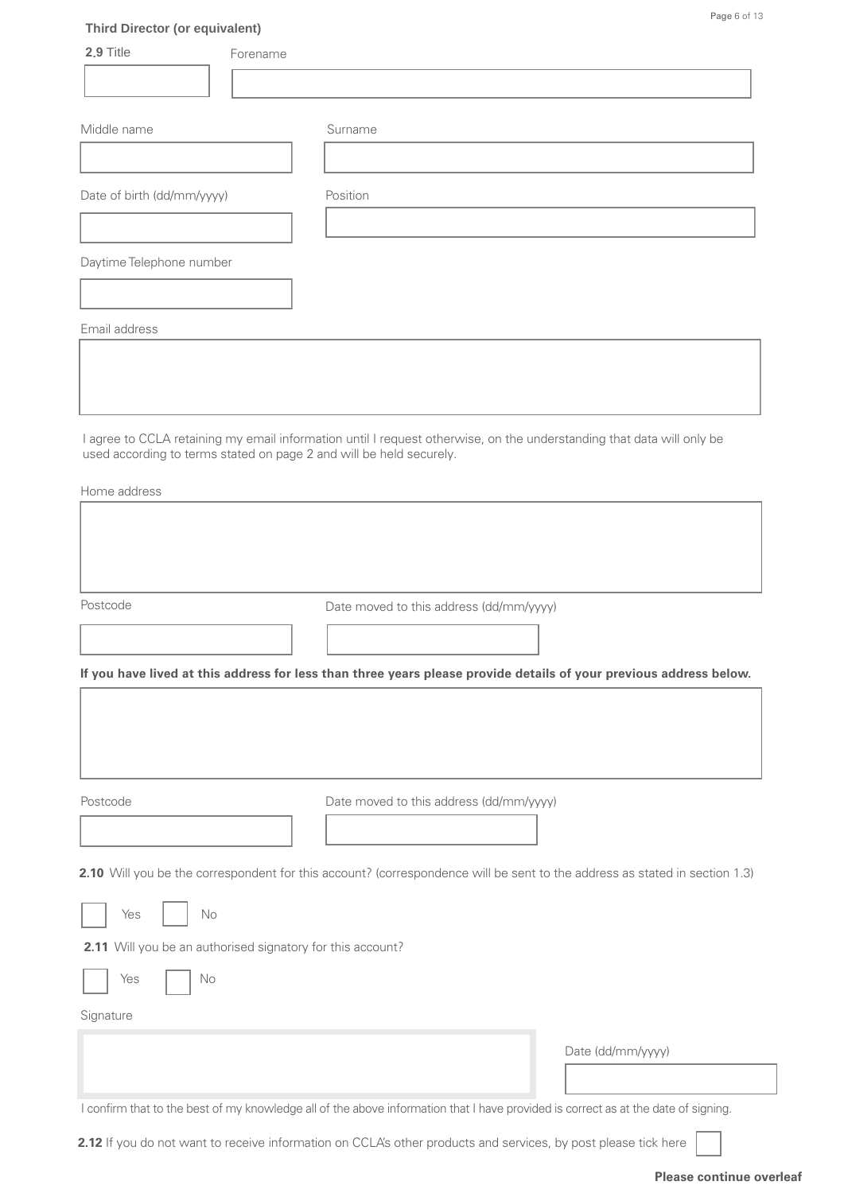**Third Director (or equivalent)**

**2.9** Title

Forename

Middle name

Surname

Date of birth (dd/mm/yyyy)

Position

Daytime Telephone number

Email address

I agree to CCLA retaining my email information until I request otherwise, on the understanding that data will only be used according to terms stated on page 2 and will be held securely.

Home address

Postcode

Date moved to this address (dd/mm/yyyy)

**If you have lived at this address for less than three years please provide details of your previous address below.**

Postcode

Date moved to this address (dd/mm/yyyy)

**2.10** Will you be the correspondent for this account? (correspondence will be sent to the address as stated in section 1.3)

☐ Yes ☐ No

**2.11** Will you be an authorised signatory for this account?

☐ Yes ☐ No

Signature

Date (dd/mm/yyyy)

I confirm that to the best of my knowledge all of the above information that I have provided is correct as at the date of signing.

**2.12** If you do not want to receive information on CCLA's other products and services, by post please tick here ☐

**Please continue overleaf**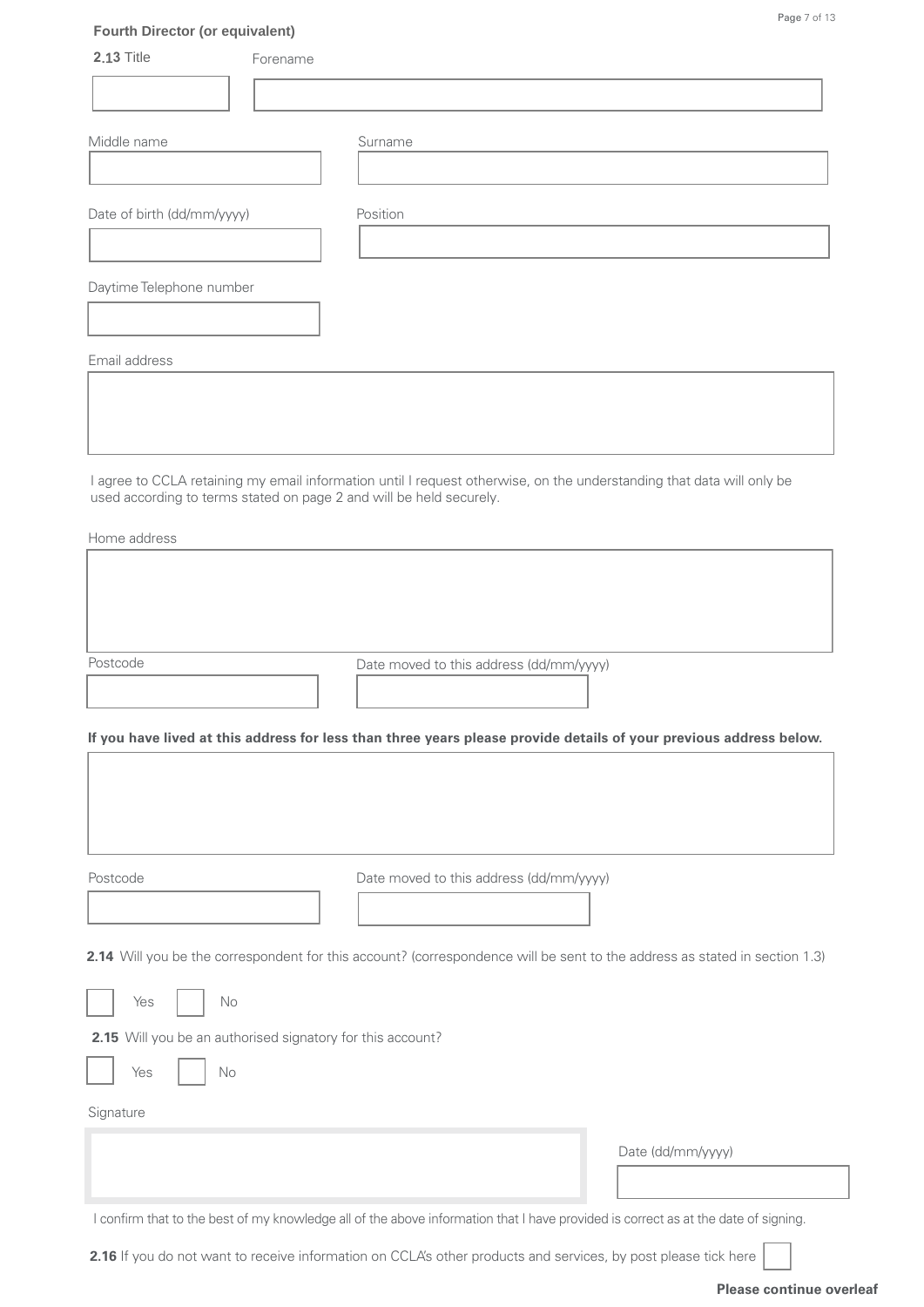**Fourth Director (or equivalent)**

**2.13** Title

Forename

Middle name

Surname

Date of birth (dd/mm/yyyy)

Position

Daytime Telephone number

Email address

I agree to CCLA retaining my email information until I request otherwise, on the understanding that data will only be used according to terms stated on page 2 and will be held securely.

Home address

Postcode

Date moved to this address (dd/mm/yyyy)

**If you have lived at this address for less than three years please provide details of your previous address below.**

Postcode

Date moved to this address (dd/mm/yyyy)

**2.14** Will you be the correspondent for this account? (correspondence will be sent to the address as stated in section 1.3)

☐ Yes ☐ No

**2.15** Will you be an authorised signatory for this account?

☐ Yes ☐ No

Signature

Date (dd/mm/yyyy)

I confirm that to the best of my knowledge all of the above information that I have provided is correct as at the date of signing.

**2.16** If you do not want to receive information on CCLA's other products and services, by post please tick here ☐

**Please continue overleaf**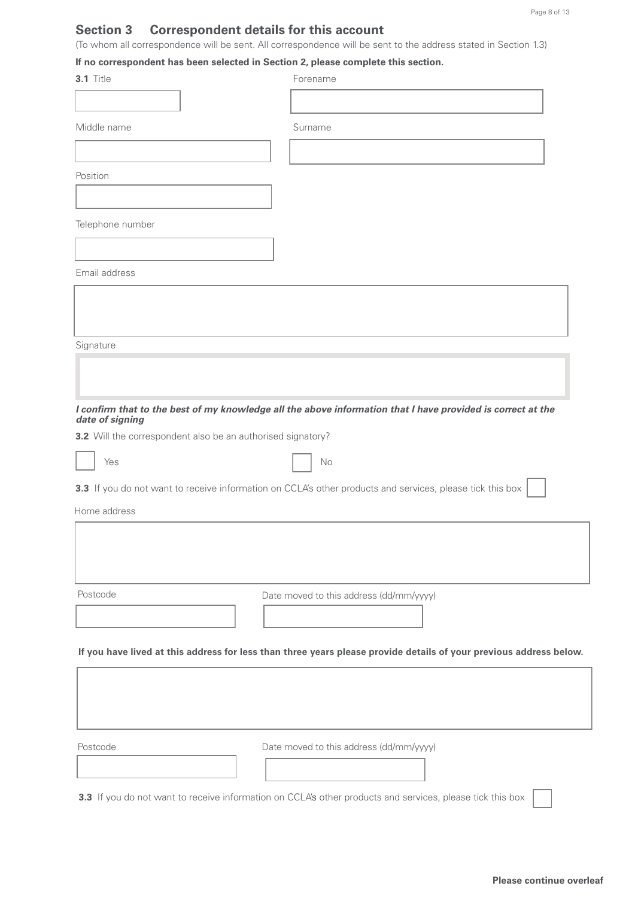## Section 3 Correspondent details for this account

(To whom all correspondence will be sent. All correspondence will be sent to the address stated in Section 1.3)

**If no correspondent has been selected in Section 2, please complete this section.**

**3.1** Title

Forename

Middle name

Surname

Position

Telephone number

Email address

Signature

***I confirm that to the best of my knowledge all the above information that I have provided is correct at the date of signing***

**3.2** Will the correspondent also be an authorised signatory?

☐ Yes ☐ No

**3.3** If you do not want to receive information on CCLA's other products and services, please tick this box ☐

Home address

Postcode

Date moved to this address (dd/mm/yyyy)

**If you have lived at this address for less than three years please provide details of your previous address below.**

Postcode

Date moved to this address (dd/mm/yyyy)

**3.3** If you do not want to receive information on CCLA's other products and services, please tick this box ☐

**Please continue overleaf**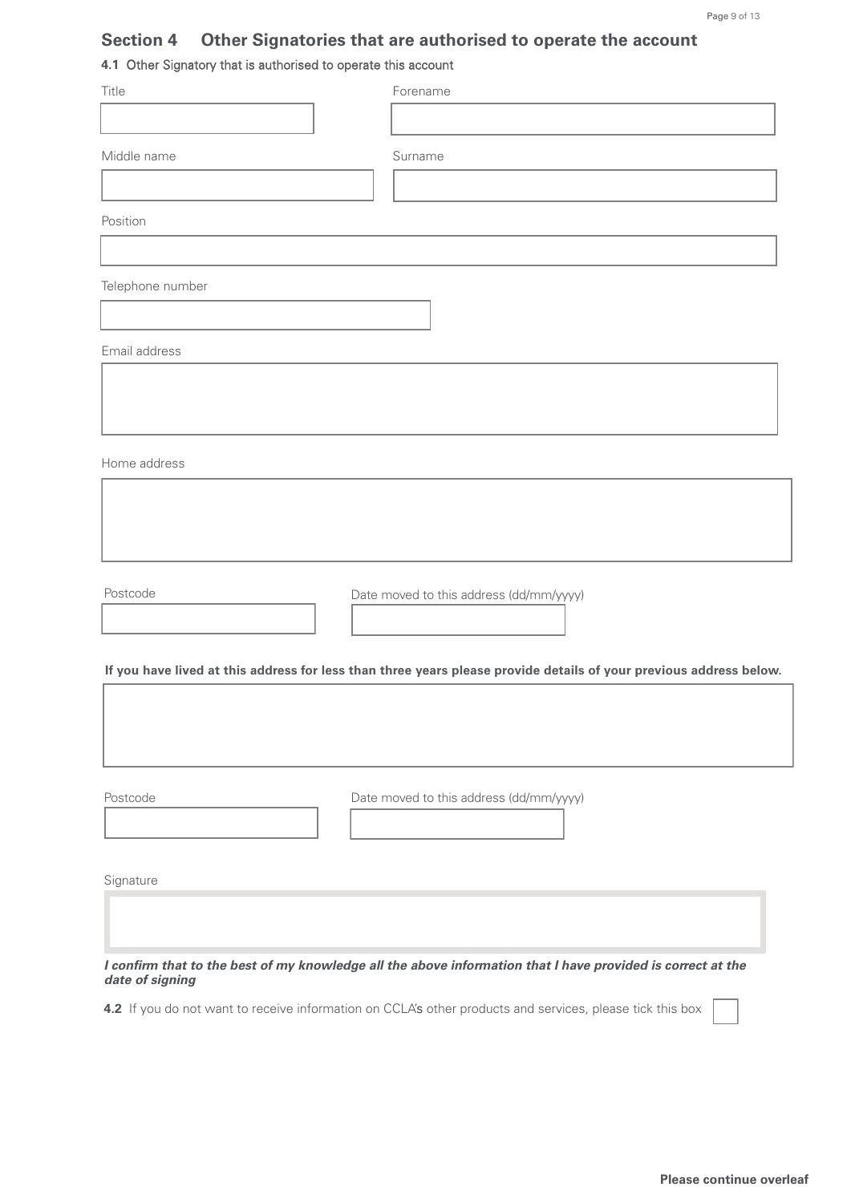## Section 4 Other Signatories that are authorised to operate the account

**4.1** Other Signatory that is authorised to operate this account

Title

Forename

Middle name

Surname

Position

Telephone number

Email address

Home address

Postcode

Date moved to this address (dd/mm/yyyy)

**If you have lived at this address for less than three years please provide details of your previous address below.**

Postcode

Date moved to this address (dd/mm/yyyy)

Signature

***I confirm that to the best of my knowledge all the above information that I have provided is correct at the date of signing***

**4.2** If you do not want to receive information on CCLA's other products and services, please tick this box ☐

**Please continue overleaf**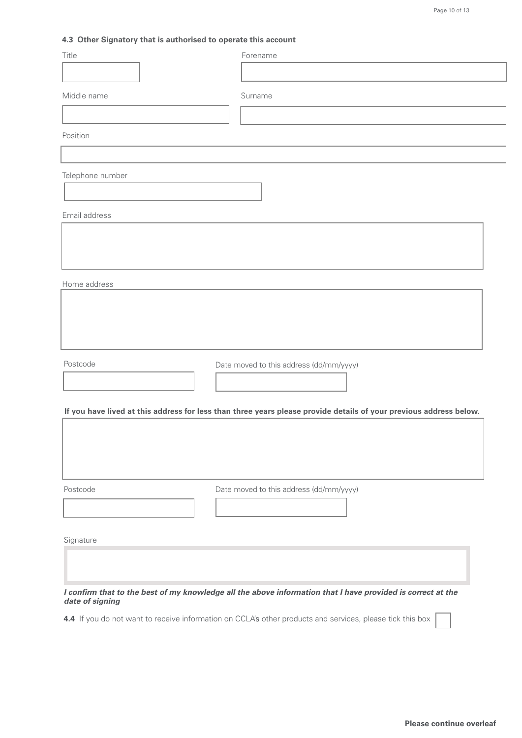### 4.3 Other Signatory that is authorised to operate this account

Title

Forename

Middle name

Surname

Position

Telephone number

Email address

Home address

Postcode

Date moved to this address (dd/mm/yyyy)

**If you have lived at this address for less than three years please provide details of your previous address below.**

Postcode

Date moved to this address (dd/mm/yyyy)

Signature

***I confirm that to the best of my knowledge all the above information that I have provided is correct at the date of signing***

**4.4** If you do not want to receive information on CCLA's other products and services, please tick this box ☐

**Please continue overleaf**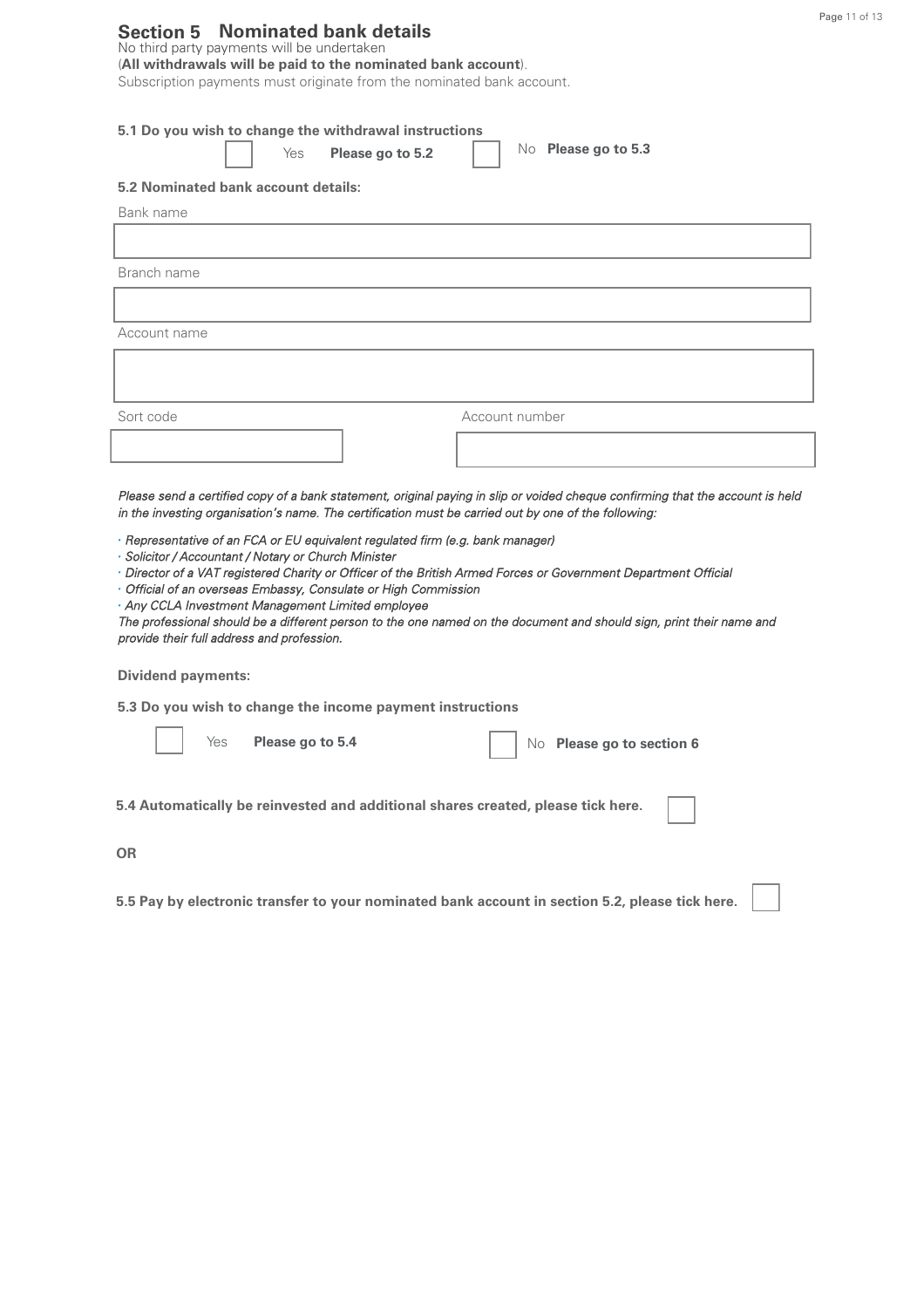## Section 5 Nominated bank details

No third party payments will be undertaken
(**All withdrawals will be paid to the nominated bank account**).
Subscription payments must originate from the nominated bank account.

**5.1 Do you wish to change the withdrawal instructions**

☐ Yes **Please go to 5.2** ☐ No **Please go to 5.3**

**5.2 Nominated bank account details:**

Bank name

Branch name

Account name

Sort code

Account number

*Please send a certified copy of a bank statement, original paying in slip or voided cheque confirming that the account is held in the investing organisation's name. The certification must be carried out by one of the following:*

- *Representative of an FCA or EU equivalent regulated firm (e.g. bank manager)*
- *Solicitor / Accountant / Notary or Church Minister*
- *Director of a VAT registered Charity or Officer of the British Armed Forces or Government Department Official*
- *Official of an overseas Embassy, Consulate or High Commission*
- *Any CCLA Investment Management Limited employee*

*The professional should be a different person to the one named on the document and should sign, print their name and provide their full address and profession.*

**Dividend payments:**

**5.3 Do you wish to change the income payment instructions**

☐ Yes **Please go to 5.4** ☐ No **Please go to section 6**

**5.4 Automatically be reinvested and additional shares created, please tick here.** ☐

**OR**

**5.5 Pay by electronic transfer to your nominated bank account in section 5.2, please tick here.** ☐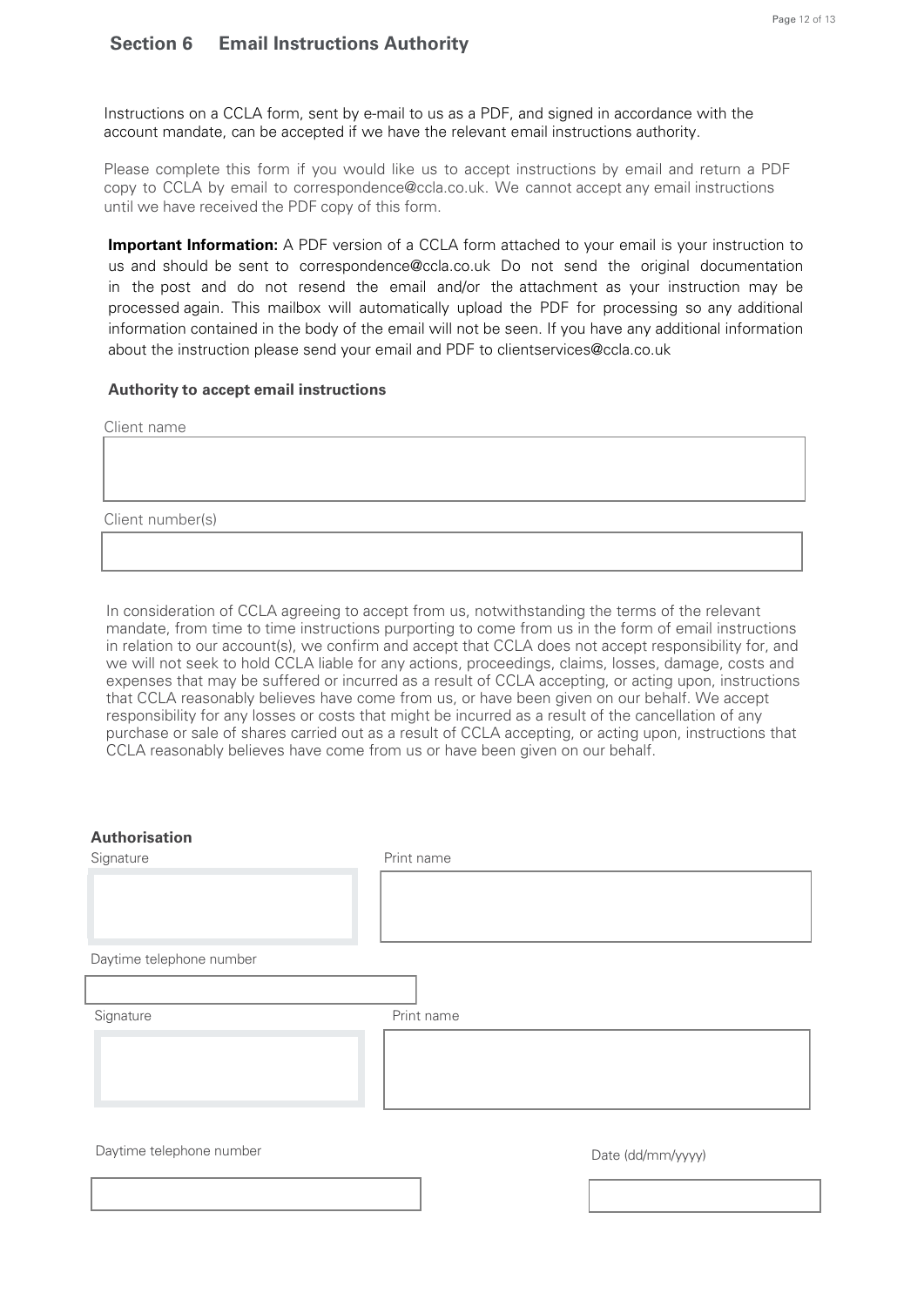## Section 6 Email Instructions Authority

Instructions on a CCLA form, sent by e-mail to us as a PDF, and signed in accordance with the account mandate, can be accepted if we have the relevant email instructions authority.

Please complete this form if you would like us to accept instructions by email and return a PDF copy to CCLA by email to correspondence@ccla.co.uk. We cannot accept any email instructions until we have received the PDF copy of this form.

**Important Information:** A PDF version of a CCLA form attached to your email is your instruction to us and should be sent to correspondence@ccla.co.uk Do not send the original documentation in the post and do not resend the email and/or the attachment as your instruction may be processed again. This mailbox will automatically upload the PDF for processing so any additional information contained in the body of the email will not be seen. If you have any additional information about the instruction please send your email and PDF to clientservices@ccla.co.uk

### Authority to accept email instructions

Client name

Client number(s)

In consideration of CCLA agreeing to accept from us, notwithstanding the terms of the relevant mandate, from time to time instructions purporting to come from us in the form of email instructions in relation to our account(s), we confirm and accept that CCLA does not accept responsibility for, and we will not seek to hold CCLA liable for any actions, proceedings, claims, losses, damage, costs and expenses that may be suffered or incurred as a result of CCLA accepting, or acting upon, instructions that CCLA reasonably believes have come from us, or have been given on our behalf. We accept responsibility for any losses or costs that might be incurred as a result of the cancellation of any purchase or sale of shares carried out as a result of CCLA accepting, or acting upon, instructions that CCLA reasonably believes have come from us or have been given on our behalf.

### Authorisation

Signature

Print name

Daytime telephone number

Signature

Print name

Daytime telephone number

Date (dd/mm/yyyy)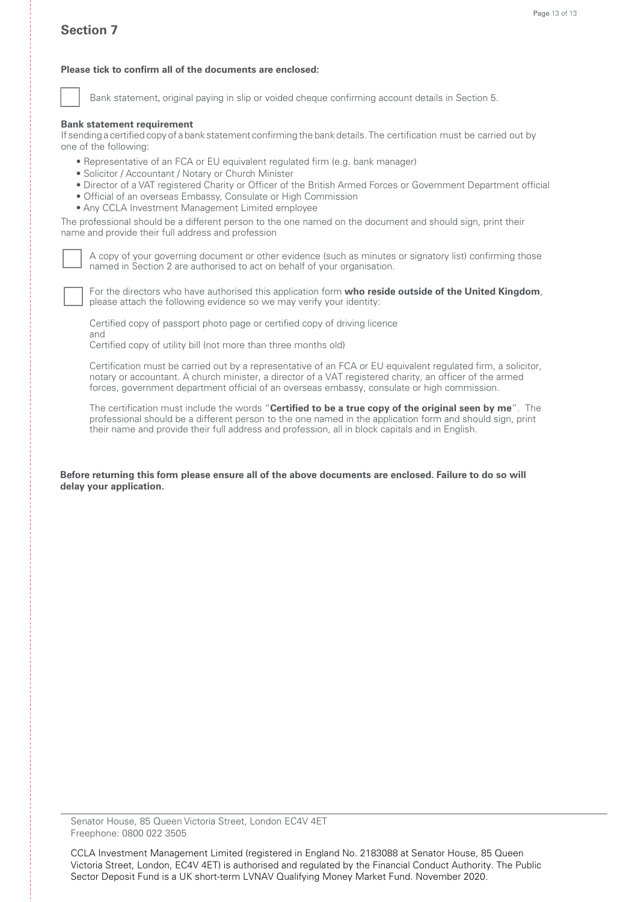## Section 7

**Please tick to confirm all of the documents are enclosed:**

☐ Bank statement, original paying in slip or voided cheque confirming account details in Section 5.

**Bank statement requirement**
If sending a certified copy of a bank statement confirming the bank details. The certification must be carried out by one of the following:

- Representative of an FCA or EU equivalent regulated firm (e.g. bank manager)
- Solicitor / Accountant / Notary or Church Minister
- Director of a VAT registered Charity or Officer of the British Armed Forces or Government Department official
- Official of an overseas Embassy, Consulate or High Commission
- Any CCLA Investment Management Limited employee

The professional should be a different person to the one named on the document and should sign, print their name and provide their full address and profession

☐ A copy of your governing document or other evidence (such as minutes or signatory list) confirming those named in Section 2 are authorised to act on behalf of your organisation.

☐ For the directors who have authorised this application form **who reside outside of the United Kingdom**, please attach the following evidence so we may verify your identity:

Certified copy of passport photo page or certified copy of driving licence
and
Certified copy of utility bill (not more than three months old)

Certification must be carried out by a representative of an FCA or EU equivalent regulated firm, a solicitor, notary or accountant. A church minister, a director of a VAT registered charity, an officer of the armed forces, government department official of an overseas embassy, consulate or high commission.

The certification must include the words "**Certified to be a true copy of the original seen by me**". The professional should be a different person to the one named in the application form and should sign, print their name and provide their full address and profession, all in block capitals and in English.

**Before returning this form please ensure all of the above documents are enclosed. Failure to do so will delay your application.**

Senator House, 85 Queen Victoria Street, London EC4V 4ET
Freephone: 0800 022 3505

CCLA Investment Management Limited (registered in England No. 2183088 at Senator House, 85 Queen Victoria Street, London, EC4V 4ET) is authorised and regulated by the Financial Conduct Authority. The Public Sector Deposit Fund is a UK short-term LVNAV Qualifying Money Market Fund. November 2020.